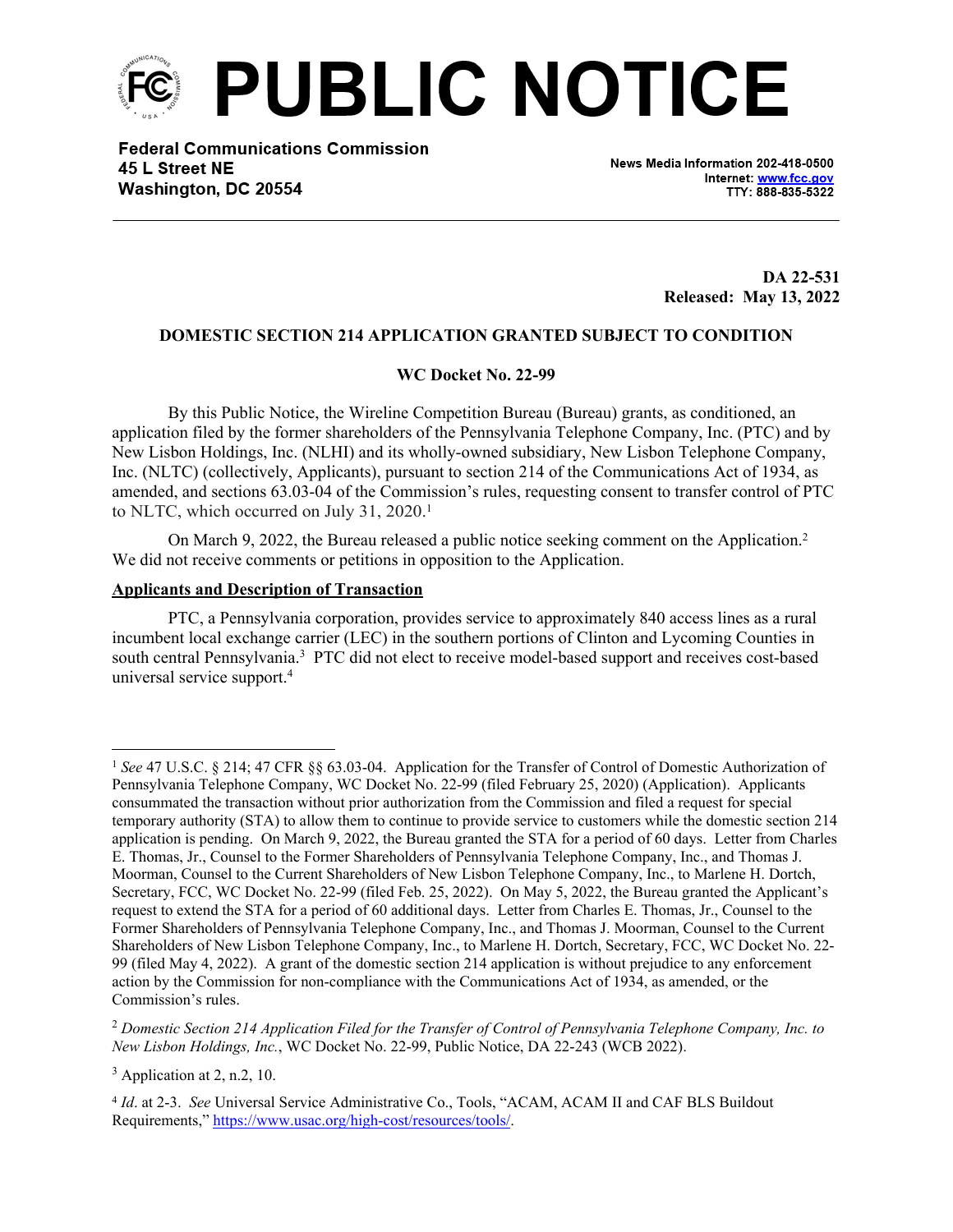# PUBLIC NOTICE

**Federal Communications Commission**
**45 L Street NE**
**Washington, DC 20554**

News Media Information 202-418-0500
Internet: www.fcc.gov
TTY: 888-835-5322

**DA 22-531**
**Released: May 13, 2022**

**DOMESTIC SECTION 214 APPLICATION GRANTED SUBJECT TO CONDITION**

**WC Docket No. 22-99**

By this Public Notice, the Wireline Competition Bureau (Bureau) grants, as conditioned, an application filed by the former shareholders of the Pennsylvania Telephone Company, Inc. (PTC) and by New Lisbon Holdings, Inc. (NLHI) and its wholly-owned subsidiary, New Lisbon Telephone Company, Inc. (NLTC) (collectively, Applicants), pursuant to section 214 of the Communications Act of 1934, as amended, and sections 63.03-04 of the Commission's rules, requesting consent to transfer control of PTC to NLTC, which occurred on July 31, 2020.[1]

On March 9, 2022, the Bureau released a public notice seeking comment on the Application.[2] We did not receive comments or petitions in opposition to the Application.

**Applicants and Description of Transaction**

PTC, a Pennsylvania corporation, provides service to approximately 840 access lines as a rural incumbent local exchange carrier (LEC) in the southern portions of Clinton and Lycoming Counties in south central Pennsylvania.[3] PTC did not elect to receive model-based support and receives cost-based universal service support.[4]

---

[1] *See* 47 U.S.C. § 214; 47 CFR §§ 63.03-04. Application for the Transfer of Control of Domestic Authorization of Pennsylvania Telephone Company, WC Docket No. 22-99 (filed February 25, 2020) (Application). Applicants consummated the transaction without prior authorization from the Commission and filed a request for special temporary authority (STA) to allow them to continue to provide service to customers while the domestic section 214 application is pending. On March 9, 2022, the Bureau granted the STA for a period of 60 days. Letter from Charles E. Thomas, Jr., Counsel to the Former Shareholders of Pennsylvania Telephone Company, Inc., and Thomas J. Moorman, Counsel to the Current Shareholders of New Lisbon Telephone Company, Inc., to Marlene H. Dortch, Secretary, FCC, WC Docket No. 22-99 (filed Feb. 25, 2022). On May 5, 2022, the Bureau granted the Applicant's request to extend the STA for a period of 60 additional days. Letter from Charles E. Thomas, Jr., Counsel to the Former Shareholders of Pennsylvania Telephone Company, Inc., and Thomas J. Moorman, Counsel to the Current Shareholders of New Lisbon Telephone Company, Inc., to Marlene H. Dortch, Secretary, FCC, WC Docket No. 22-99 (filed May 4, 2022). A grant of the domestic section 214 application is without prejudice to any enforcement action by the Commission for non-compliance with the Communications Act of 1934, as amended, or the Commission's rules.

[2] *Domestic Section 214 Application Filed for the Transfer of Control of Pennsylvania Telephone Company, Inc. to New Lisbon Holdings, Inc.*, WC Docket No. 22-99, Public Notice, DA 22-243 (WCB 2022).

[3] Application at 2, n.2, 10.

[4] *Id*. at 2-3. *See* Universal Service Administrative Co., Tools, "ACAM, ACAM II and CAF BLS Buildout Requirements," https://www.usac.org/high-cost/resources/tools/.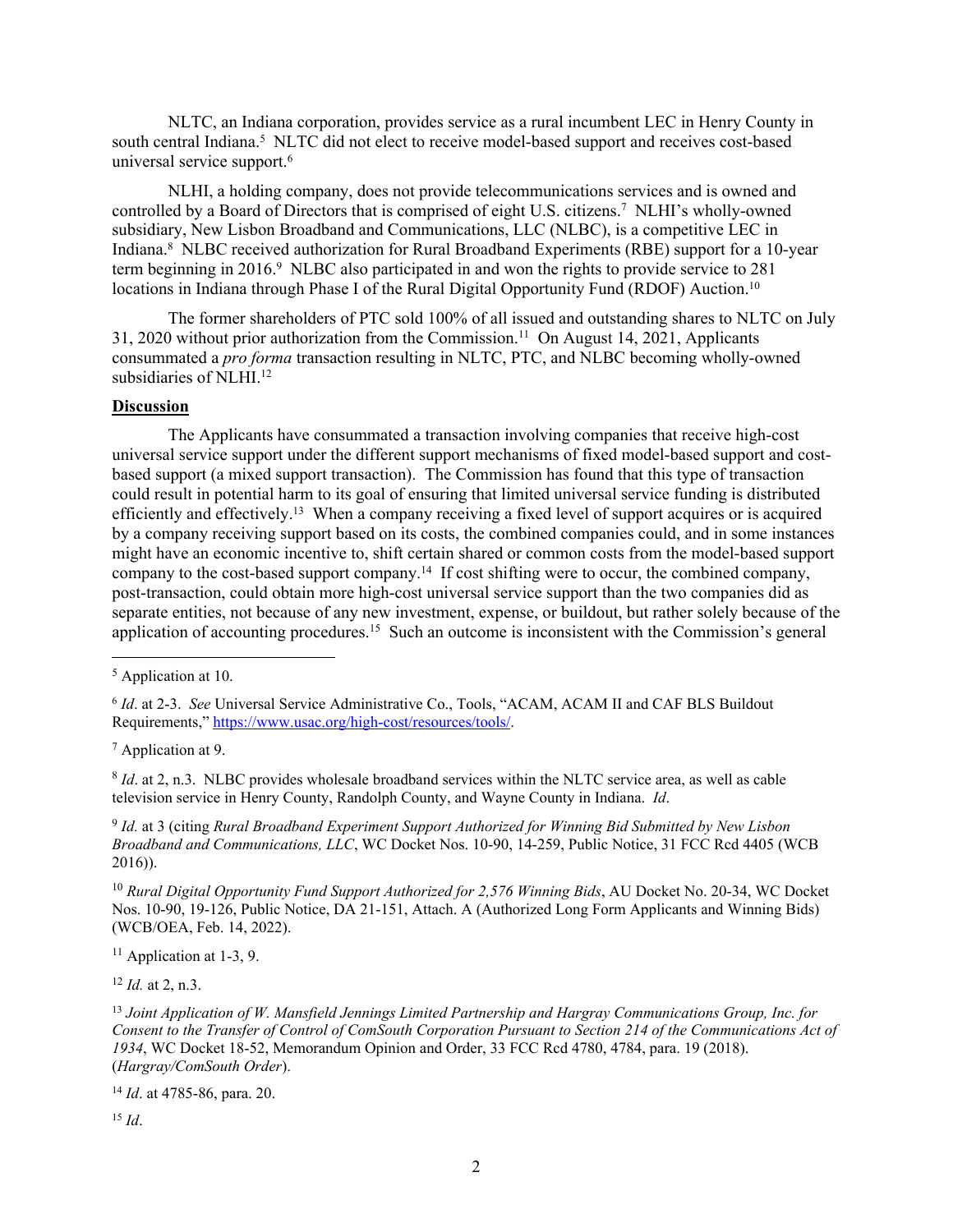NLTC, an Indiana corporation, provides service as a rural incumbent LEC in Henry County in south central Indiana.[5] NLTC did not elect to receive model-based support and receives cost-based universal service support.[6]

NLHI, a holding company, does not provide telecommunications services and is owned and controlled by a Board of Directors that is comprised of eight U.S. citizens.[7] NLHI's wholly-owned subsidiary, New Lisbon Broadband and Communications, LLC (NLBC), is a competitive LEC in Indiana.[8] NLBC received authorization for Rural Broadband Experiments (RBE) support for a 10-year term beginning in 2016.[9] NLBC also participated in and won the rights to provide service to 281 locations in Indiana through Phase I of the Rural Digital Opportunity Fund (RDOF) Auction.[10]

The former shareholders of PTC sold 100% of all issued and outstanding shares to NLTC on July 31, 2020 without prior authorization from the Commission.[11] On August 14, 2021, Applicants consummated a *pro forma* transaction resulting in NLTC, PTC, and NLBC becoming wholly-owned subsidiaries of NLHI.[12]

**Discussion**

The Applicants have consummated a transaction involving companies that receive high-cost universal service support under the different support mechanisms of fixed model-based support and cost-based support (a mixed support transaction). The Commission has found that this type of transaction could result in potential harm to its goal of ensuring that limited universal service funding is distributed efficiently and effectively.[13] When a company receiving a fixed level of support acquires or is acquired by a company receiving support based on its costs, the combined companies could, and in some instances might have an economic incentive to, shift certain shared or common costs from the model-based support company to the cost-based support company.[14] If cost shifting were to occur, the combined company, post-transaction, could obtain more high-cost universal service support than the two companies did as separate entities, not because of any new investment, expense, or buildout, but rather solely because of the application of accounting procedures.[15] Such an outcome is inconsistent with the Commission's general

---

[5] Application at 10.

[6] *Id*. at 2-3. *See* Universal Service Administrative Co., Tools, "ACAM, ACAM II and CAF BLS Buildout Requirements," https://www.usac.org/high-cost/resources/tools/.

[7] Application at 9.

[8] *Id*. at 2, n.3. NLBC provides wholesale broadband services within the NLTC service area, as well as cable television service in Henry County, Randolph County, and Wayne County in Indiana. *Id*.

[9] *Id.* at 3 (citing *Rural Broadband Experiment Support Authorized for Winning Bid Submitted by New Lisbon Broadband and Communications, LLC*, WC Docket Nos. 10-90, 14-259, Public Notice, 31 FCC Rcd 4405 (WCB 2016)).

[10] *Rural Digital Opportunity Fund Support Authorized for 2,576 Winning Bids*, AU Docket No. 20-34, WC Docket Nos. 10-90, 19-126, Public Notice, DA 21-151, Attach. A (Authorized Long Form Applicants and Winning Bids) (WCB/OEA, Feb. 14, 2022).

[11] Application at 1-3, 9.

[12] *Id.* at 2, n.3.

[13] *Joint Application of W. Mansfield Jennings Limited Partnership and Hargray Communications Group, Inc. for Consent to the Transfer of Control of ComSouth Corporation Pursuant to Section 214 of the Communications Act of 1934*, WC Docket 18-52, Memorandum Opinion and Order, 33 FCC Rcd 4780, 4784, para. 19 (2018). (*Hargray/ComSouth Order*).

[14] *Id*. at 4785-86, para. 20.

[15] *Id*.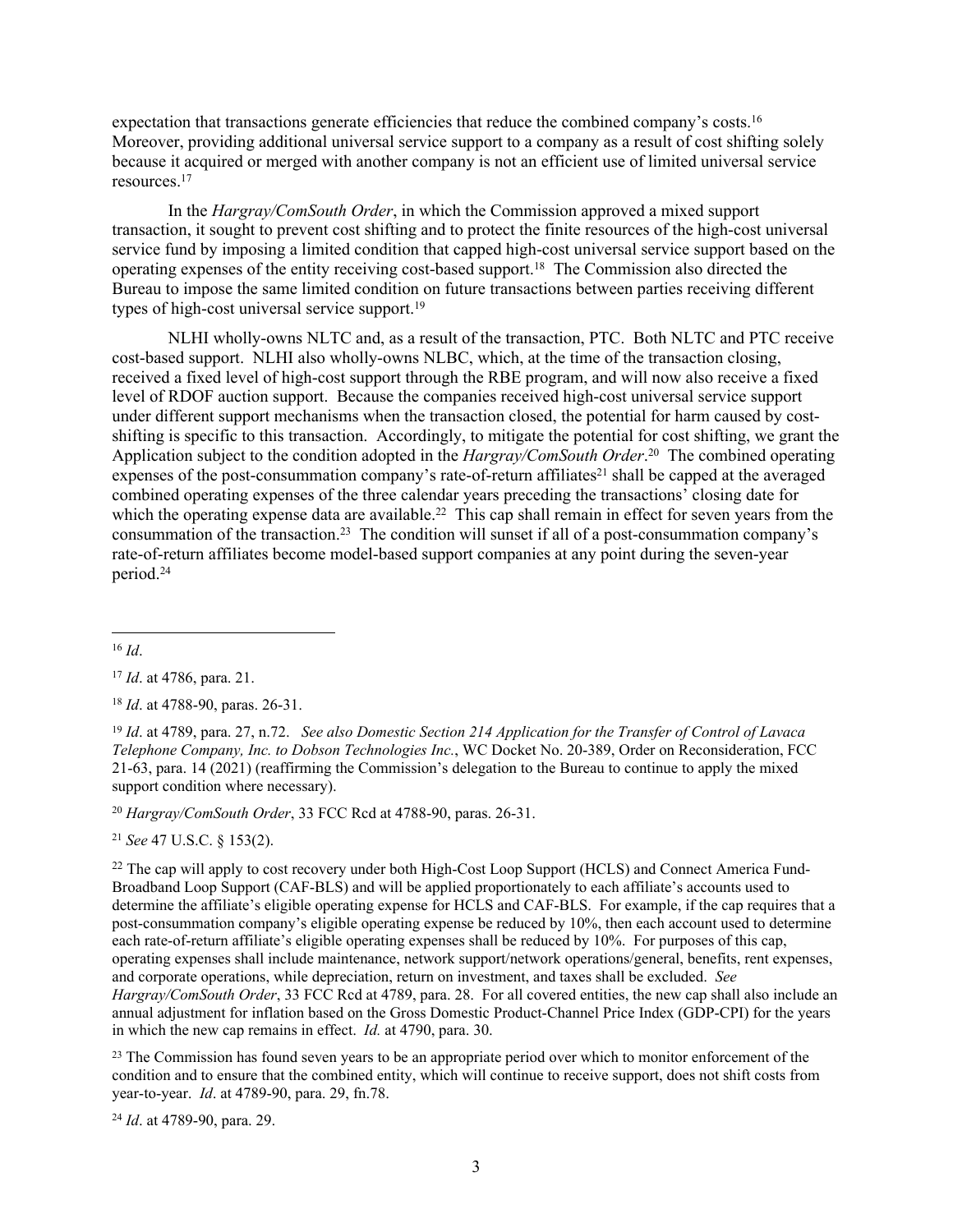expectation that transactions generate efficiencies that reduce the combined company's costs.[16] Moreover, providing additional universal service support to a company as a result of cost shifting solely because it acquired or merged with another company is not an efficient use of limited universal service resources.[17]

In the *Hargray/ComSouth Order*, in which the Commission approved a mixed support transaction, it sought to prevent cost shifting and to protect the finite resources of the high-cost universal service fund by imposing a limited condition that capped high-cost universal service support based on the operating expenses of the entity receiving cost-based support.[18] The Commission also directed the Bureau to impose the same limited condition on future transactions between parties receiving different types of high-cost universal service support.[19]

NLHI wholly-owns NLTC and, as a result of the transaction, PTC. Both NLTC and PTC receive cost-based support. NLHI also wholly-owns NLBC, which, at the time of the transaction closing, received a fixed level of high-cost support through the RBE program, and will now also receive a fixed level of RDOF auction support. Because the companies received high-cost universal service support under different support mechanisms when the transaction closed, the potential for harm caused by cost-shifting is specific to this transaction. Accordingly, to mitigate the potential for cost shifting, we grant the Application subject to the condition adopted in the *Hargray/ComSouth Order*.[20] The combined operating expenses of the post-consummation company's rate-of-return affiliates[21] shall be capped at the averaged combined operating expenses of the three calendar years preceding the transactions' closing date for which the operating expense data are available.[22] This cap shall remain in effect for seven years from the consummation of the transaction.[23] The condition will sunset if all of a post-consummation company's rate-of-return affiliates become model-based support companies at any point during the seven-year period.[24]

---

[16] *Id*.

[17] *Id*. at 4786, para. 21.

[18] *Id*. at 4788-90, paras. 26-31.

[19] *Id*. at 4789, para. 27, n.72. *See also Domestic Section 214 Application for the Transfer of Control of Lavaca Telephone Company, Inc. to Dobson Technologies Inc.*, WC Docket No. 20-389, Order on Reconsideration, FCC 21-63, para. 14 (2021) (reaffirming the Commission's delegation to the Bureau to continue to apply the mixed support condition where necessary).

[20] *Hargray/ComSouth Order*, 33 FCC Rcd at 4788-90, paras. 26-31.

[21] *See* 47 U.S.C. § 153(2).

[22] The cap will apply to cost recovery under both High-Cost Loop Support (HCLS) and Connect America Fund-Broadband Loop Support (CAF-BLS) and will be applied proportionately to each affiliate's accounts used to determine the affiliate's eligible operating expense for HCLS and CAF-BLS. For example, if the cap requires that a post-consummation company's eligible operating expense be reduced by 10%, then each account used to determine each rate-of-return affiliate's eligible operating expenses shall be reduced by 10%. For purposes of this cap, operating expenses shall include maintenance, network support/network operations/general, benefits, rent expenses, and corporate operations, while depreciation, return on investment, and taxes shall be excluded. *See Hargray/ComSouth Order*, 33 FCC Rcd at 4789, para. 28. For all covered entities, the new cap shall also include an annual adjustment for inflation based on the Gross Domestic Product-Channel Price Index (GDP-CPI) for the years in which the new cap remains in effect. *Id.* at 4790, para. 30.

[23] The Commission has found seven years to be an appropriate period over which to monitor enforcement of the condition and to ensure that the combined entity, which will continue to receive support, does not shift costs from year-to-year. *Id*. at 4789-90, para. 29, fn.78.

[24] *Id*. at 4789-90, para. 29.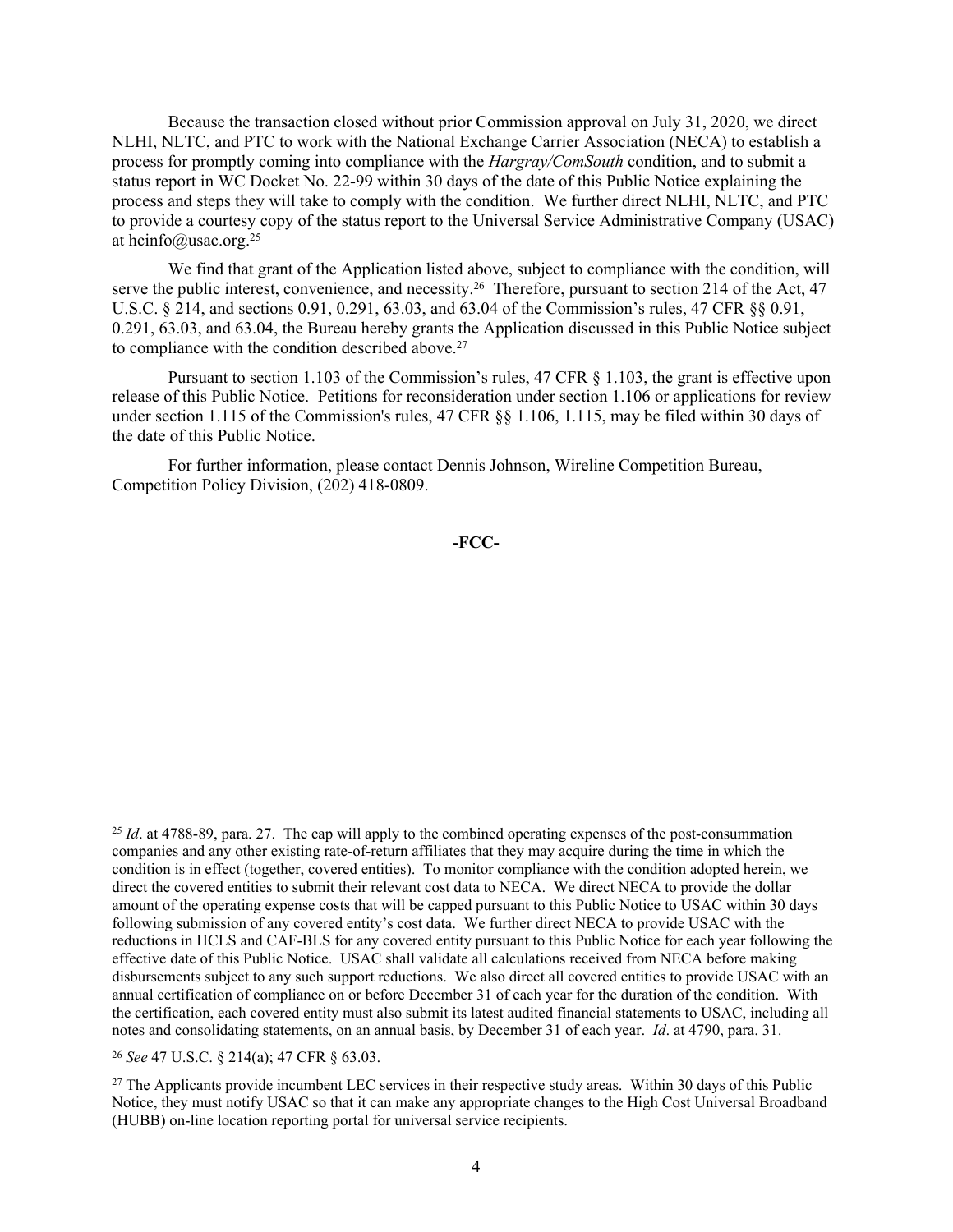Because the transaction closed without prior Commission approval on July 31, 2020, we direct NLHI, NLTC, and PTC to work with the National Exchange Carrier Association (NECA) to establish a process for promptly coming into compliance with the *Hargray/ComSouth* condition, and to submit a status report in WC Docket No. 22-99 within 30 days of the date of this Public Notice explaining the process and steps they will take to comply with the condition. We further direct NLHI, NLTC, and PTC to provide a courtesy copy of the status report to the Universal Service Administrative Company (USAC) at hcinfo@usac.org.[25]

We find that grant of the Application listed above, subject to compliance with the condition, will serve the public interest, convenience, and necessity.[26] Therefore, pursuant to section 214 of the Act, 47 U.S.C. § 214, and sections 0.91, 0.291, 63.03, and 63.04 of the Commission's rules, 47 CFR §§ 0.91, 0.291, 63.03, and 63.04, the Bureau hereby grants the Application discussed in this Public Notice subject to compliance with the condition described above.[27]

Pursuant to section 1.103 of the Commission's rules, 47 CFR § 1.103, the grant is effective upon release of this Public Notice. Petitions for reconsideration under section 1.106 or applications for review under section 1.115 of the Commission's rules, 47 CFR §§ 1.106, 1.115, may be filed within 30 days of the date of this Public Notice.

For further information, please contact Dennis Johnson, Wireline Competition Bureau, Competition Policy Division, (202) 418-0809.

**-FCC-**

---

[25] *Id*. at 4788-89, para. 27. The cap will apply to the combined operating expenses of the post-consummation companies and any other existing rate-of-return affiliates that they may acquire during the time in which the condition is in effect (together, covered entities). To monitor compliance with the condition adopted herein, we direct the covered entities to submit their relevant cost data to NECA. We direct NECA to provide the dollar amount of the operating expense costs that will be capped pursuant to this Public Notice to USAC within 30 days following submission of any covered entity's cost data. We further direct NECA to provide USAC with the reductions in HCLS and CAF-BLS for any covered entity pursuant to this Public Notice for each year following the effective date of this Public Notice. USAC shall validate all calculations received from NECA before making disbursements subject to any such support reductions. We also direct all covered entities to provide USAC with an annual certification of compliance on or before December 31 of each year for the duration of the condition. With the certification, each covered entity must also submit its latest audited financial statements to USAC, including all notes and consolidating statements, on an annual basis, by December 31 of each year. *Id*. at 4790, para. 31.

[26] *See* 47 U.S.C. § 214(a); 47 CFR § 63.03.

[27] The Applicants provide incumbent LEC services in their respective study areas. Within 30 days of this Public Notice, they must notify USAC so that it can make any appropriate changes to the High Cost Universal Broadband (HUBB) on-line location reporting portal for universal service recipients.